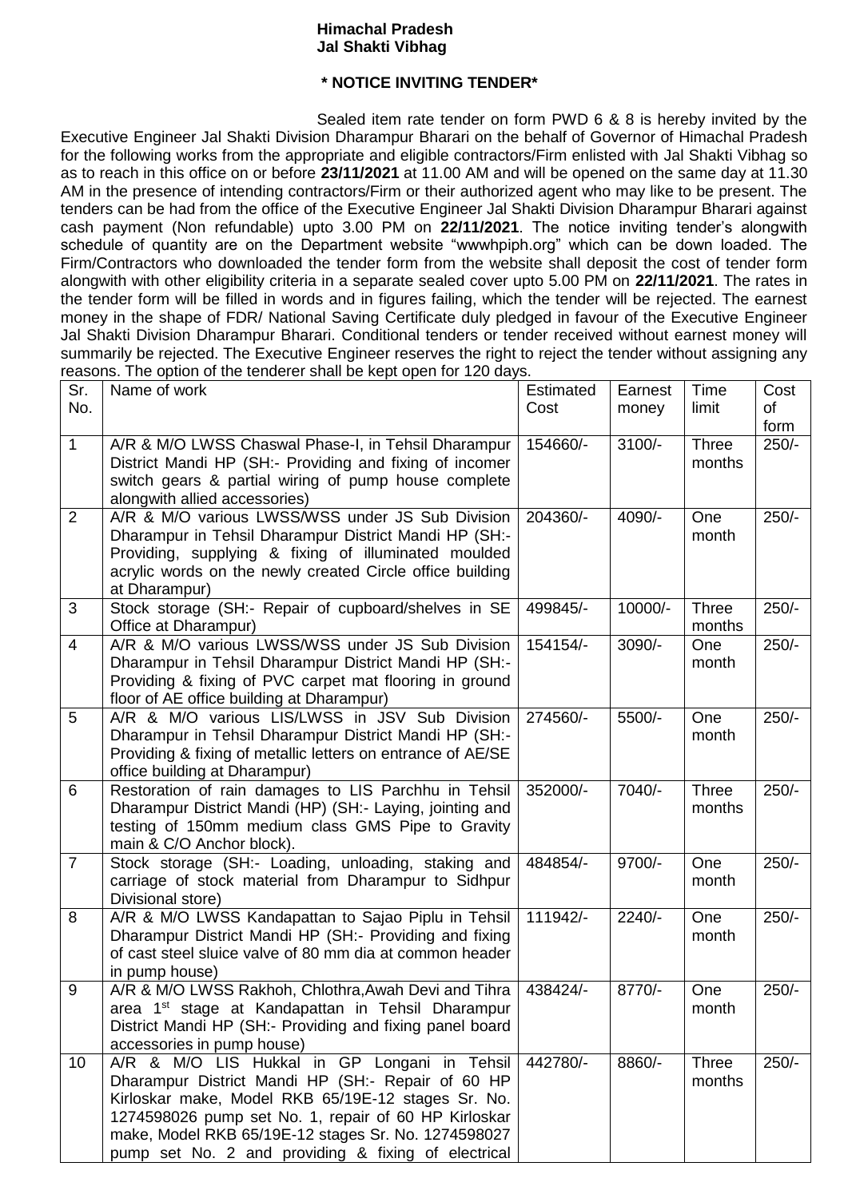**Himachal Pradesh**
**Jal Shakti Vibhag**

**\* NOTICE INVITING TENDER\***

Sealed item rate tender on form PWD 6 & 8 is hereby invited by the Executive Engineer Jal Shakti Division Dharampur Bharari on the behalf of Governor of Himachal Pradesh for the following works from the appropriate and eligible contractors/Firm enlisted with Jal Shakti Vibhag so as to reach in this office on or before **23/11/2021** at 11.00 AM and will be opened on the same day at 11.30 AM in the presence of intending contractors/Firm or their authorized agent who may like to be present. The tenders can be had from the office of the Executive Engineer Jal Shakti Division Dharampur Bharari against cash payment (Non refundable) upto 3.00 PM on **22/11/2021**. The notice inviting tender's alongwith schedule of quantity are on the Department website "wwwhpiph.org" which can be down loaded. The Firm/Contractors who downloaded the tender form from the website shall deposit the cost of tender form alongwith with other eligibility criteria in a separate sealed cover upto 5.00 PM on **22/11/2021**. The rates in the tender form will be filled in words and in figures failing, which the tender will be rejected. The earnest money in the shape of FDR/ National Saving Certificate duly pledged in favour of the Executive Engineer Jal Shakti Division Dharampur Bharari. Conditional tenders or tender received without earnest money will summarily be rejected. The Executive Engineer reserves the right to reject the tender without assigning any reasons. The option of the tenderer shall be kept open for 120 days.

| Sr. No. | Name of work | Estimated Cost | Earnest money | Time limit | Cost of form |
|---|---|---|---|---|---|
| 1 | A/R & M/O LWSS Chaswal Phase-I, in Tehsil Dharampur District Mandi HP (SH:- Providing and fixing of incomer switch gears & partial wiring of pump house complete alongwith allied accessories) | 154660/- | 3100/- | Three months | 250/- |
| 2 | A/R & M/O various LWSS/WSS under JS Sub Division Dharampur in Tehsil Dharampur District Mandi HP (SH:- Providing, supplying & fixing of illuminated moulded acrylic words on the newly created Circle office building at Dharampur) | 204360/- | 4090/- | One month | 250/- |
| 3 | Stock storage (SH:- Repair of cupboard/shelves in SE Office at Dharampur) | 499845/- | 10000/- | Three months | 250/- |
| 4 | A/R & M/O various LWSS/WSS under JS Sub Division Dharampur in Tehsil Dharampur District Mandi HP (SH:- Providing & fixing of PVC carpet mat flooring in ground floor of AE office building at Dharampur) | 154154/- | 3090/- | One month | 250/- |
| 5 | A/R & M/O various LIS/LWSS in JSV Sub Division Dharampur in Tehsil Dharampur District Mandi HP (SH:- Providing & fixing of metallic letters on entrance of AE/SE office building at Dharampur) | 274560/- | 5500/- | One month | 250/- |
| 6 | Restoration of rain damages to LIS Parchhu in Tehsil Dharampur District Mandi (HP) (SH:- Laying, jointing and testing of 150mm medium class GMS Pipe to Gravity main & C/O Anchor block). | 352000/- | 7040/- | Three months | 250/- |
| 7 | Stock storage (SH:- Loading, unloading, staking and carriage of stock material from Dharampur to Sidhpur Divisional store) | 484854/- | 9700/- | One month | 250/- |
| 8 | A/R & M/O LWSS Kandapattan to Sajao Piplu in Tehsil Dharampur District Mandi HP (SH:- Providing and fixing of cast steel sluice valve of 80 mm dia at common header in pump house) | 111942/- | 2240/- | One month | 250/- |
| 9 | A/R & M/O LWSS Rakhoh, Chlothra,Awah Devi and Tihra area 1st stage at Kandapattan in Tehsil Dharampur District Mandi HP (SH:- Providing and fixing panel board accessories in pump house) | 438424/- | 8770/- | One month | 250/- |
| 10 | A/R & M/O LIS Hukkal in GP Longani in Tehsil Dharampur District Mandi HP (SH:- Repair of 60 HP Kirloskar make, Model RKB 65/19E-12 stages Sr. No. 1274598026 pump set No. 1, repair of 60 HP Kirloskar make, Model RKB 65/19E-12 stages Sr. No. 1274598027 pump set No. 2 and providing & fixing of electrical | 442780/- | 8860/- | Three months | 250/- |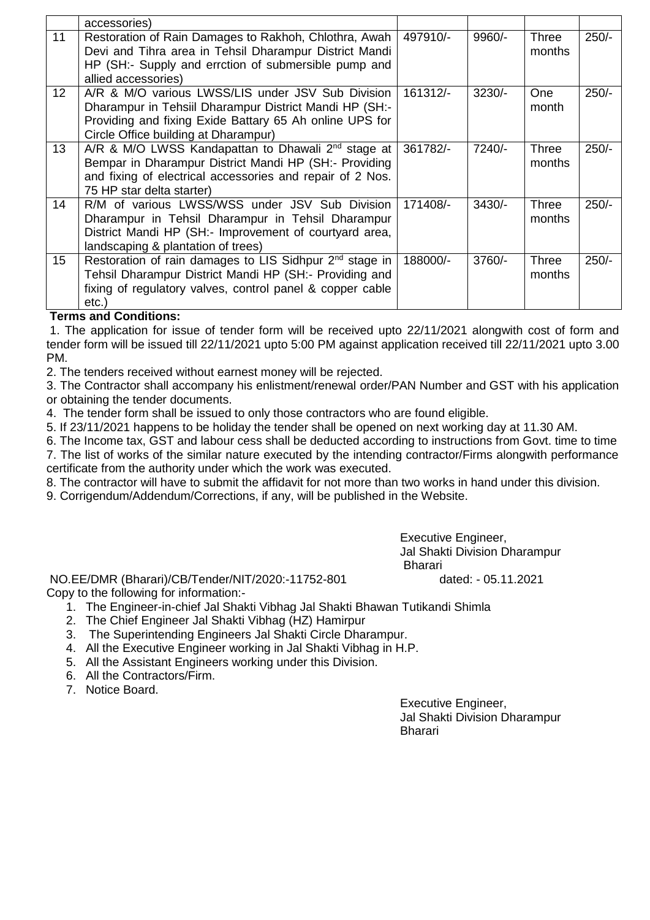| | | | | | |
|---|---|---|---|---|---|
| | accessories) | | | | |
| 11 | Restoration of Rain Damages to Rakhoh, Chlothra, Awah Devi and Tihra area in Tehsil Dharampur District Mandi HP (SH:- Supply and errction of submersible pump and allied accessories) | 497910/- | 9960/- | Three months | 250/- |
| 12 | A/R & M/O various LWSS/LIS under JSV Sub Division Dharampur in Tehsiil Dharampur District Mandi HP (SH:- Providing and fixing Exide Battary 65 Ah online UPS for Circle Office building at Dharampur) | 161312/- | 3230/- | One month | 250/- |
| 13 | A/R & M/O LWSS Kandapattan to Dhawali 2nd stage at Bempar in Dharampur District Mandi HP (SH:- Providing and fixing of electrical accessories and repair of 2 Nos. 75 HP star delta starter) | 361782/- | 7240/- | Three months | 250/- |
| 14 | R/M of various LWSS/WSS under JSV Sub Division Dharampur in Tehsil Dharampur in Tehsil Dharampur District Mandi HP (SH:- Improvement of courtyard area, landscaping & plantation of trees) | 171408/- | 3430/- | Three months | 250/- |
| 15 | Restoration of rain damages to LIS Sidhpur 2nd stage in Tehsil Dharampur District Mandi HP (SH:- Providing and fixing of regulatory valves, control panel & copper cable etc.) | 188000/- | 3760/- | Three months | 250/- |

**Terms and Conditions:**

1. The application for issue of tender form will be received upto 22/11/2021 alongwith cost of form and tender form will be issued till 22/11/2021 upto 5:00 PM against application received till 22/11/2021 upto 3.00 PM.
2. The tenders received without earnest money will be rejected.
3. The Contractor shall accompany his enlistment/renewal order/PAN Number and GST with his application or obtaining the tender documents.
4. The tender form shall be issued to only those contractors who are found eligible.
5. If 23/11/2021 happens to be holiday the tender shall be opened on next working day at 11.30 AM.
6. The Income tax, GST and labour cess shall be deducted according to instructions from Govt. time to time
7. The list of works of the similar nature executed by the intending contractor/Firms alongwith performance certificate from the authority under which the work was executed.
8. The contractor will have to submit the affidavit for not more than two works in hand under this division.
9. Corrigendum/Addendum/Corrections, if any, will be published in the Website.

Executive Engineer,
Jal Shakti Division Dharampur
Bharari

NO.EE/DMR (Bharari)/CB/Tender/NIT/2020:-11752-801 dated: - 05.11.2021

Copy to the following for information:-

1. The Engineer-in-chief Jal Shakti Vibhag Jal Shakti Bhawan Tutikandi Shimla
2. The Chief Engineer Jal Shakti Vibhag (HZ) Hamirpur
3. The Superintending Engineers Jal Shakti Circle Dharampur.
4. All the Executive Engineer working in Jal Shakti Vibhag in H.P.
5. All the Assistant Engineers working under this Division.
6. All the Contractors/Firm.
7. Notice Board.

Executive Engineer,
Jal Shakti Division Dharampur
Bharari